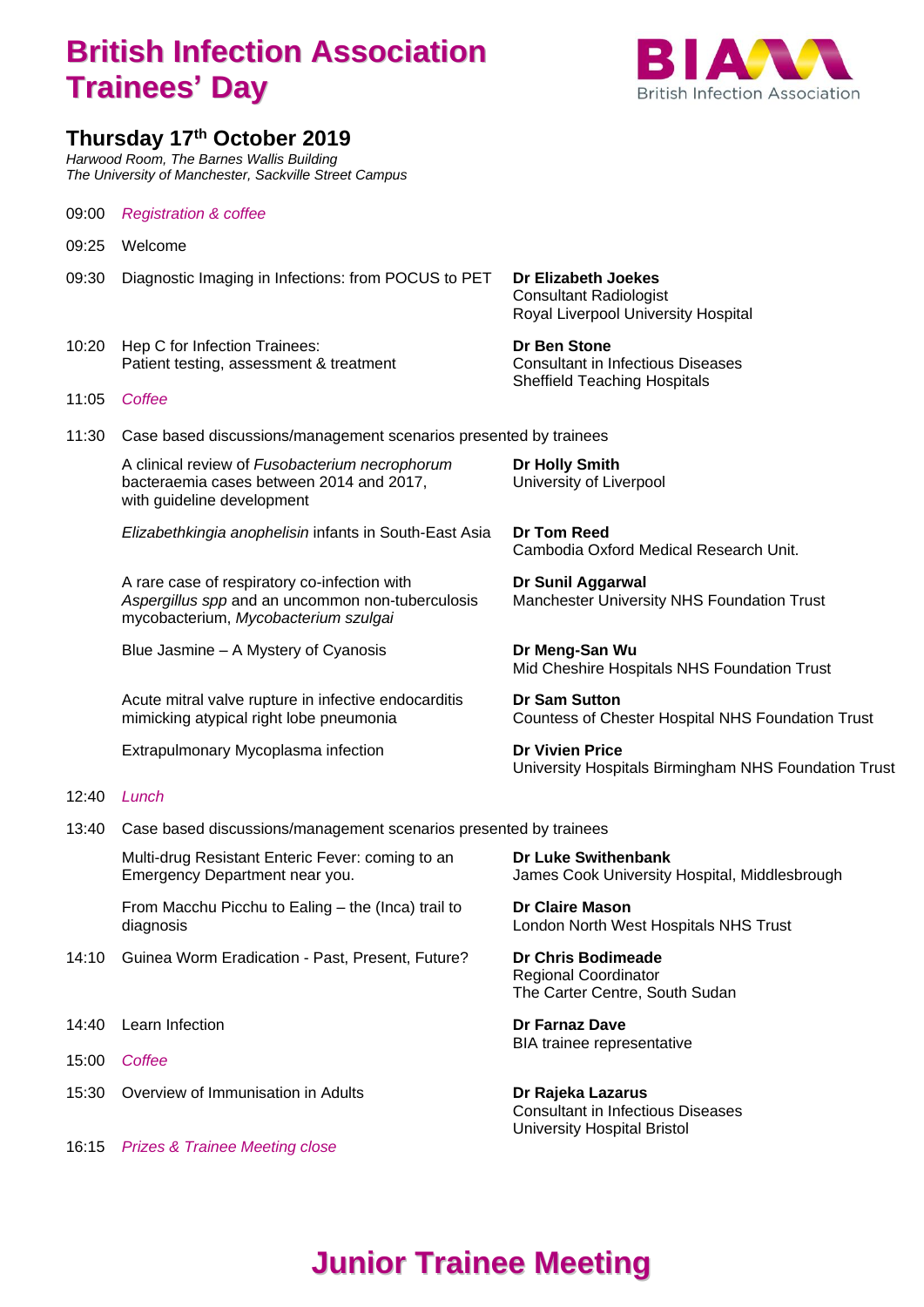# British Infection Association Trainees' Day

BIA British Infection Association

## Thursday 17th October 2019

*Harwood Room, The Barnes Wallis Building*
*The University of Manchester, Sackville Street Campus*

| Time | Session | Speaker |
|---|---|---|
| 09:00 | *Registration & coffee* | |
| 09:25 | Welcome | |
| 09:30 | Diagnostic Imaging in Infections: from POCUS to PET | **Dr Elizabeth Joekes**<br>Consultant Radiologist<br>Royal Liverpool University Hospital |
| 10:20 | Hep C for Infection Trainees:<br>Patient testing, assessment & treatment | **Dr Ben Stone**<br>Consultant in Infectious Diseases<br>Sheffield Teaching Hospitals |
| 11:05 | *Coffee* | |
| 11:30 | Case based discussions/management scenarios presented by trainees | |
| | A clinical review of *Fusobacterium necrophorum* bacteraemia cases between 2014 and 2017, with guideline development | **Dr Holly Smith**<br>University of Liverpool |
| | *Elizabethkingia anophelisin* infants in South-East Asia | **Dr Tom Reed**<br>Cambodia Oxford Medical Research Unit. |
| | A rare case of respiratory co-infection with *Aspergillus spp* and an uncommon non-tuberculosis mycobacterium, *Mycobacterium szulgai* | **Dr Sunil Aggarwal**<br>Manchester University NHS Foundation Trust |
| | Blue Jasmine – A Mystery of Cyanosis | **Dr Meng-San Wu**<br>Mid Cheshire Hospitals NHS Foundation Trust |
| | Acute mitral valve rupture in infective endocarditis mimicking atypical right lobe pneumonia | **Dr Sam Sutton**<br>Countess of Chester Hospital NHS Foundation Trust |
| | Extrapulmonary Mycoplasma infection | **Dr Vivien Price**<br>University Hospitals Birmingham NHS Foundation Trust |
| 12:40 | *Lunch* | |
| 13:40 | Case based discussions/management scenarios presented by trainees | |
| | Multi-drug Resistant Enteric Fever: coming to an Emergency Department near you. | **Dr Luke Swithenbank**<br>James Cook University Hospital, Middlesbrough |
| | From Macchu Picchu to Ealing – the (Inca) trail to diagnosis | **Dr Claire Mason**<br>London North West Hospitals NHS Trust |
| 14:10 | Guinea Worm Eradication - Past, Present, Future? | **Dr Chris Bodimeade**<br>Regional Coordinator<br>The Carter Centre, South Sudan |
| 14:40 | Learn Infection | **Dr Farnaz Dave**<br>BIA trainee representative |
| 15:00 | *Coffee* | |
| 15:30 | Overview of Immunisation in Adults | **Dr Rajeka Lazarus**<br>Consultant in Infectious Diseases<br>University Hospital Bristol |
| 16:15 | *Prizes & Trainee Meeting close* | |

# Junior Trainee Meeting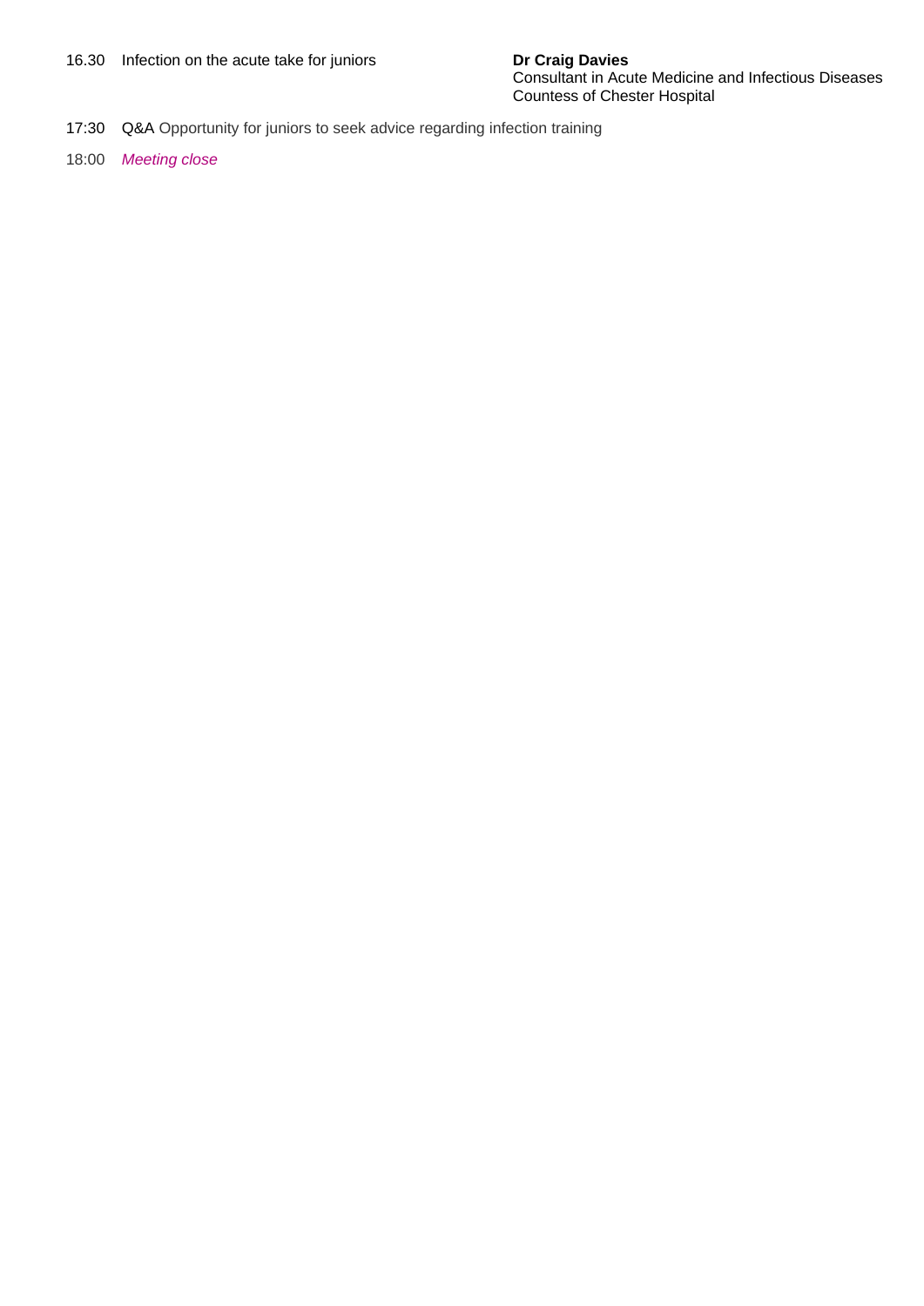16.30 Infection on the acute take for juniors

**Dr Craig Davies**
Consultant in Acute Medicine and Infectious Diseases
Countess of Chester Hospital

17:30 Q&A Opportunity for juniors to seek advice regarding infection training

18:00 *Meeting close*